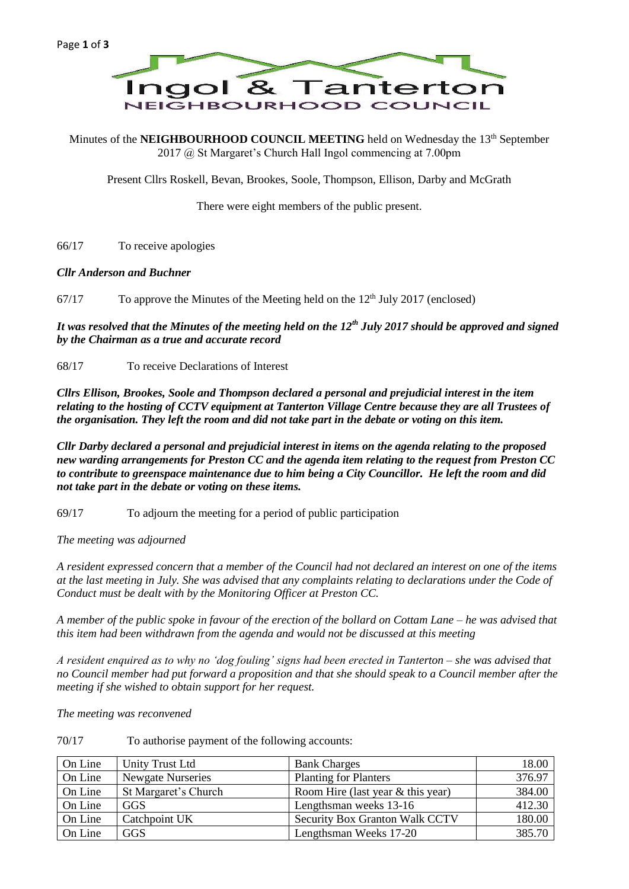# Ingol & Tanterton

## NEIGHBOURHOOD COUNCIL

Minutes of the **NEIGHBOURHOOD COUNCIL MEETING** held on Wednesday the 13th September 2017 @ St Margaret's Church Hall Ingol commencing at 7.00pm

Present Cllrs Roskell, Bevan, Brookes, Soole, Thompson, Ellison, Darby and McGrath

There were eight members of the public present.

66/17 To receive apologies

***Cllr Anderson and Buchner***

67/17 To approve the Minutes of the Meeting held on the 12th July 2017 (enclosed)

***It was resolved that the Minutes of the meeting held on the 12th July 2017 should be approved and signed by the Chairman as a true and accurate record***

68/17 To receive Declarations of Interest

***Cllrs Ellison, Brookes, Soole and Thompson declared a personal and prejudicial interest in the item relating to the hosting of CCTV equipment at Tanterton Village Centre because they are all Trustees of the organisation. They left the room and did not take part in the debate or voting on this item.***

***Cllr Darby declared a personal and prejudicial interest in items on the agenda relating to the proposed new warding arrangements for Preston CC and the agenda item relating to the request from Preston CC to contribute to greenspace maintenance due to him being a City Councillor. He left the room and did not take part in the debate or voting on these items.***

69/17 To adjourn the meeting for a period of public participation

*The meeting was adjourned*

*A resident expressed concern that a member of the Council had not declared an interest on one of the items at the last meeting in July. She was advised that any complaints relating to declarations under the Code of Conduct must be dealt with by the Monitoring Officer at Preston CC.*

*A member of the public spoke in favour of the erection of the bollard on Cottam Lane – he was advised that this item had been withdrawn from the agenda and would not be discussed at this meeting*

*A resident enquired as to why no 'dog fouling' signs had been erected in Tanterton – she was advised that no Council member had put forward a proposition and that she should speak to a Council member after the meeting if she wished to obtain support for her request.*

*The meeting was reconvened*

70/17 To authorise payment of the following accounts:

| | | | |
|---|---|---|---|
| On Line | Unity Trust Ltd | Bank Charges | 18.00 |
| On Line | Newgate Nurseries | Planting for Planters | 376.97 |
| On Line | St Margaret's Church | Room Hire (last year & this year) | 384.00 |
| On Line | GGS | Lengthsman weeks 13-16 | 412.30 |
| On Line | Catchpoint UK | Security Box Granton Walk CCTV | 180.00 |
| On Line | GGS | Lengthsman Weeks 17-20 | 385.70 |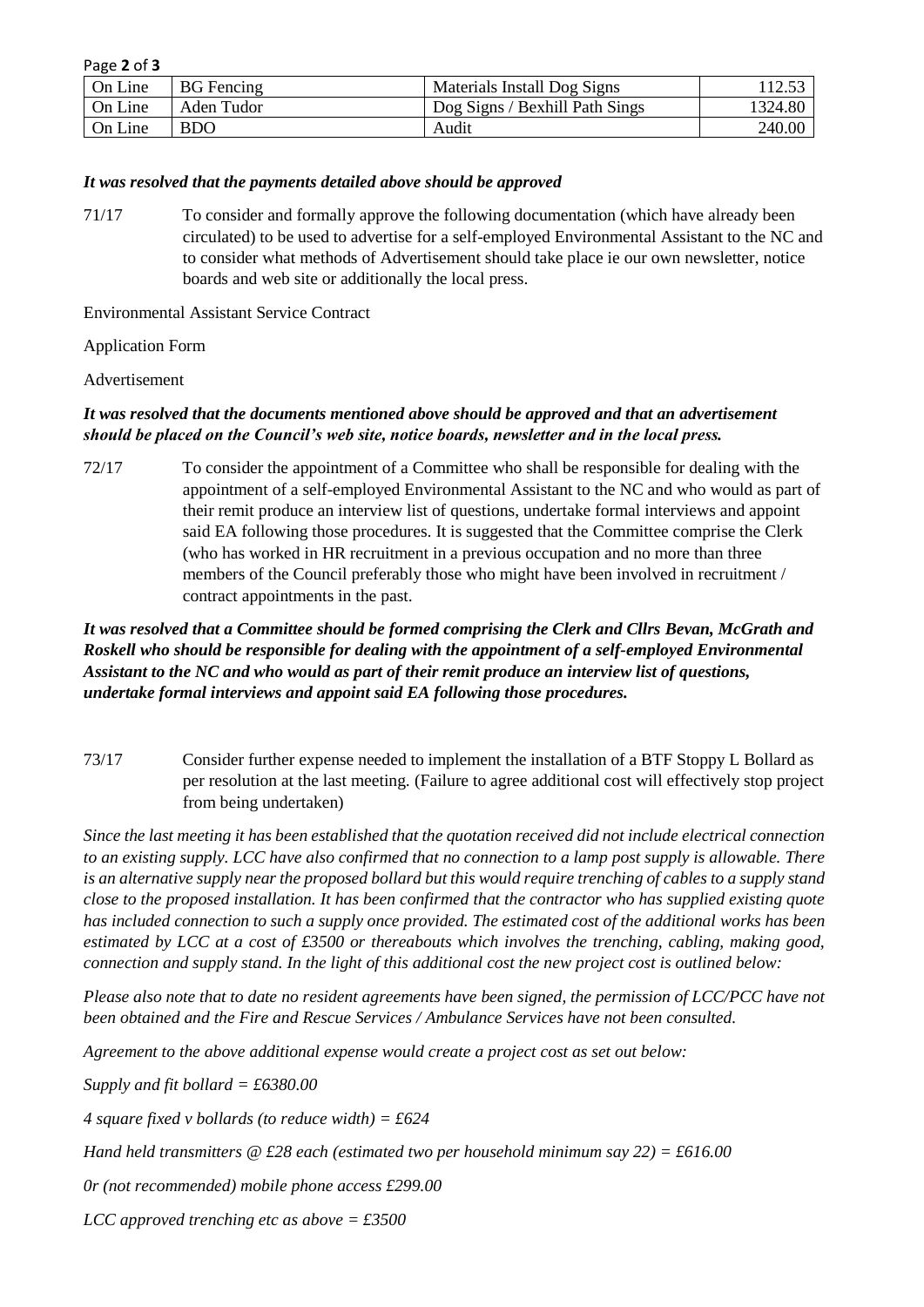| On Line | BG Fencing | Materials Install Dog Signs | 112.53 |
|---|---|---|---|
| On Line | Aden Tudor | Dog Signs / Bexhill Path Sings | 1324.80 |
| On Line | BDO | Audit | 240.00 |

***It was resolved that the payments detailed above should be approved***

71/17 To consider and formally approve the following documentation (which have already been circulated) to be used to advertise for a self-employed Environmental Assistant to the NC and to consider what methods of Advertisement should take place ie our own newsletter, notice boards and web site or additionally the local press.

Environmental Assistant Service Contract

Application Form

Advertisement

***It was resolved that the documents mentioned above should be approved and that an advertisement should be placed on the Council's web site, notice boards, newsletter and in the local press.***

72/17 To consider the appointment of a Committee who shall be responsible for dealing with the appointment of a self-employed Environmental Assistant to the NC and who would as part of their remit produce an interview list of questions, undertake formal interviews and appoint said EA following those procedures. It is suggested that the Committee comprise the Clerk (who has worked in HR recruitment in a previous occupation and no more than three members of the Council preferably those who might have been involved in recruitment / contract appointments in the past.

***It was resolved that a Committee should be formed comprising the Clerk and Cllrs Bevan, McGrath and Roskell who should be responsible for dealing with the appointment of a self-employed Environmental Assistant to the NC and who would as part of their remit produce an interview list of questions, undertake formal interviews and appoint said EA following those procedures.***

73/17 Consider further expense needed to implement the installation of a BTF Stoppy L Bollard as per resolution at the last meeting. (Failure to agree additional cost will effectively stop project from being undertaken)

*Since the last meeting it has been established that the quotation received did not include electrical connection to an existing supply. LCC have also confirmed that no connection to a lamp post supply is allowable. There is an alternative supply near the proposed bollard but this would require trenching of cables to a supply stand close to the proposed installation. It has been confirmed that the contractor who has supplied existing quote has included connection to such a supply once provided. The estimated cost of the additional works has been estimated by LCC at a cost of £3500 or thereabouts which involves the trenching, cabling, making good, connection and supply stand. In the light of this additional cost the new project cost is outlined below:*

*Please also note that to date no resident agreements have been signed, the permission of LCC/PCC have not been obtained and the Fire and Rescue Services / Ambulance Services have not been consulted.*

*Agreement to the above additional expense would create a project cost as set out below:*

*Supply and fit bollard = £6380.00*

*4 square fixed v bollards (to reduce width) = £624*

*Hand held transmitters @ £28 each (estimated two per household minimum say 22) = £616.00*

*0r (not recommended) mobile phone access £299.00*

*LCC approved trenching etc as above = £3500*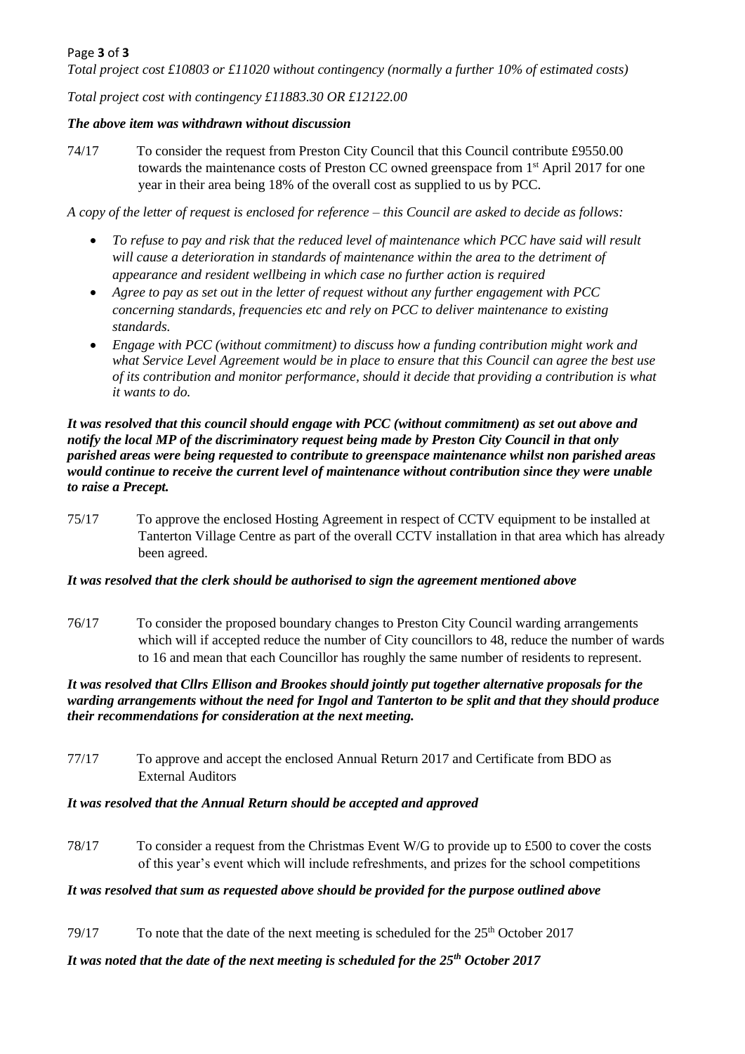*Total project cost £10803 or £11020 without contingency (normally a further 10% of estimated costs)*

*Total project cost with contingency £11883.30 OR £12122.00*

***The above item was withdrawn without discussion***

74/17 To consider the request from Preston City Council that this Council contribute £9550.00 towards the maintenance costs of Preston CC owned greenspace from 1st April 2017 for one year in their area being 18% of the overall cost as supplied to us by PCC.

*A copy of the letter of request is enclosed for reference – this Council are asked to decide as follows:*

- *To refuse to pay and risk that the reduced level of maintenance which PCC have said will result will cause a deterioration in standards of maintenance within the area to the detriment of appearance and resident wellbeing in which case no further action is required*
- *Agree to pay as set out in the letter of request without any further engagement with PCC concerning standards, frequencies etc and rely on PCC to deliver maintenance to existing standards.*
- *Engage with PCC (without commitment) to discuss how a funding contribution might work and what Service Level Agreement would be in place to ensure that this Council can agree the best use of its contribution and monitor performance, should it decide that providing a contribution is what it wants to do.*

***It was resolved that this council should engage with PCC (without commitment) as set out above and notify the local MP of the discriminatory request being made by Preston City Council in that only parished areas were being requested to contribute to greenspace maintenance whilst non parished areas would continue to receive the current level of maintenance without contribution since they were unable to raise a Precept.***

75/17 To approve the enclosed Hosting Agreement in respect of CCTV equipment to be installed at Tanterton Village Centre as part of the overall CCTV installation in that area which has already been agreed.

***It was resolved that the clerk should be authorised to sign the agreement mentioned above***

76/17 To consider the proposed boundary changes to Preston City Council warding arrangements which will if accepted reduce the number of City councillors to 48, reduce the number of wards to 16 and mean that each Councillor has roughly the same number of residents to represent.

***It was resolved that Cllrs Ellison and Brookes should jointly put together alternative proposals for the warding arrangements without the need for Ingol and Tanterton to be split and that they should produce their recommendations for consideration at the next meeting.***

77/17 To approve and accept the enclosed Annual Return 2017 and Certificate from BDO as External Auditors

***It was resolved that the Annual Return should be accepted and approved***

78/17 To consider a request from the Christmas Event W/G to provide up to £500 to cover the costs of this year's event which will include refreshments, and prizes for the school competitions

***It was resolved that sum as requested above should be provided for the purpose outlined above***

79/17 To note that the date of the next meeting is scheduled for the 25th October 2017

***It was noted that the date of the next meeting is scheduled for the 25th October 2017***